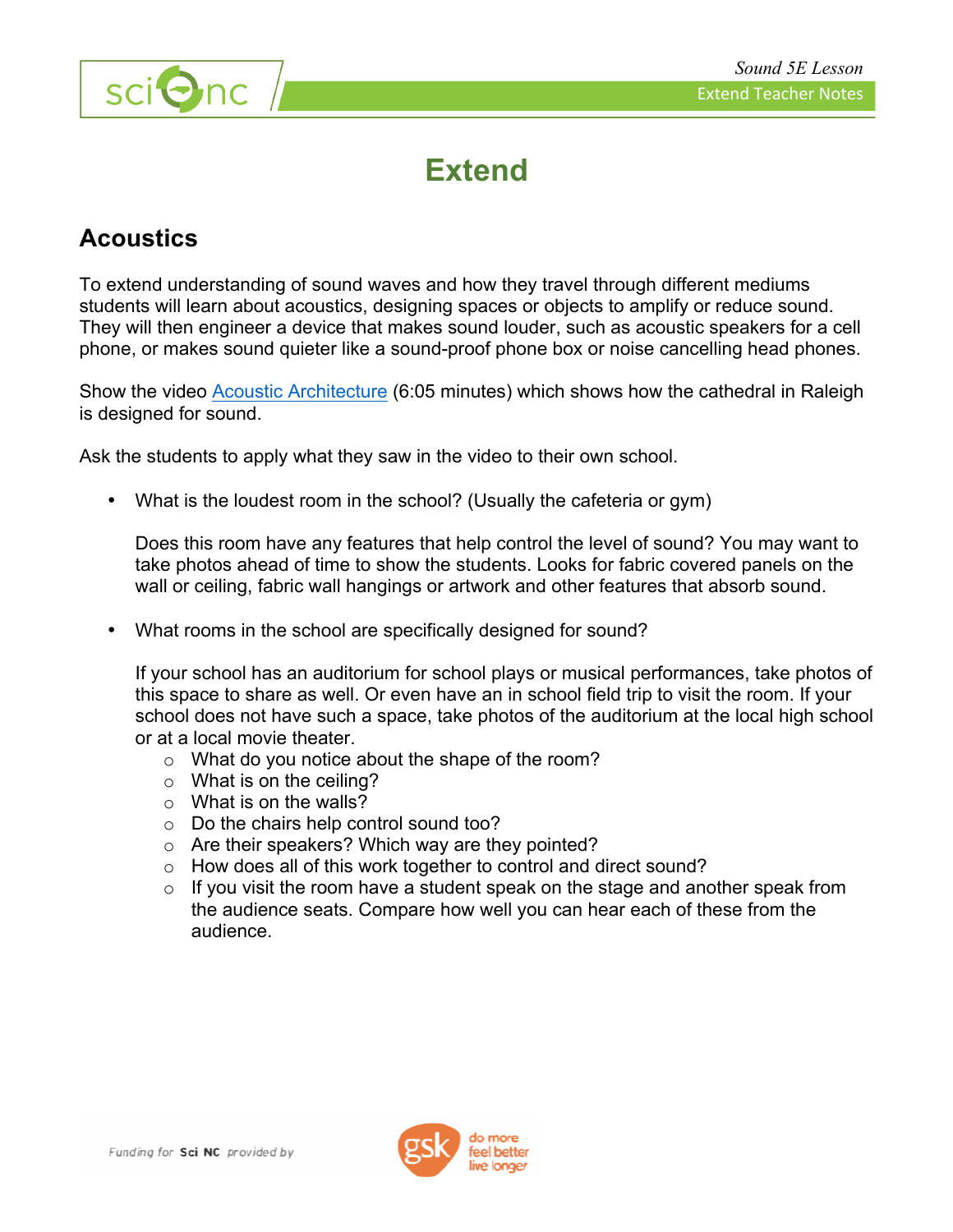# Extend

## Acoustics

To extend understanding of sound waves and how they travel through different mediums students will learn about acoustics, designing spaces or objects to amplify or reduce sound. They will then engineer a device that makes sound louder, such as acoustic speakers for a cell phone, or makes sound quieter like a sound-proof phone box or noise cancelling head phones.

Show the video [Acoustic Architecture]() (6:05 minutes) which shows how the cathedral in Raleigh is designed for sound.

Ask the students to apply what they saw in the video to their own school.

- What is the loudest room in the school? (Usually the cafeteria or gym)

  Does this room have any features that help control the level of sound? You may want to take photos ahead of time to show the students. Looks for fabric covered panels on the wall or ceiling, fabric wall hangings or artwork and other features that absorb sound.

- What rooms in the school are specifically designed for sound?

  If your school has an auditorium for school plays or musical performances, take photos of this space to share as well. Or even have an in school field trip to visit the room. If your school does not have such a space, take photos of the auditorium at the local high school or at a local movie theater.
  - What do you notice about the shape of the room?
  - What is on the ceiling?
  - What is on the walls?
  - Do the chairs help control sound too?
  - Are their speakers? Which way are they pointed?
  - How does all of this work together to control and direct sound?
  - If you visit the room have a student speak on the stage and another speak from the audience seats. Compare how well you can hear each of these from the audience.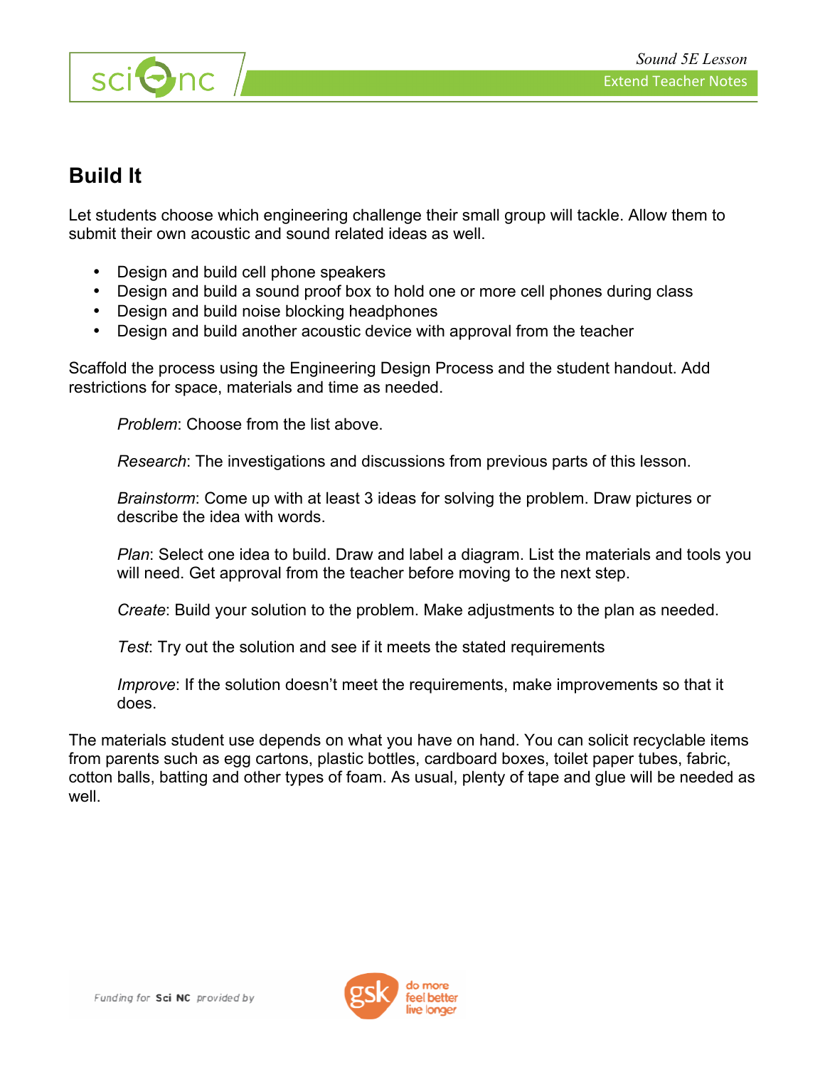## Build It

Let students choose which engineering challenge their small group will tackle. Allow them to submit their own acoustic and sound related ideas as well.

- Design and build cell phone speakers
- Design and build a sound proof box to hold one or more cell phones during class
- Design and build noise blocking headphones
- Design and build another acoustic device with approval from the teacher

Scaffold the process using the Engineering Design Process and the student handout. Add restrictions for space, materials and time as needed.

> *Problem*: Choose from the list above.
>
> *Research*: The investigations and discussions from previous parts of this lesson.
>
> *Brainstorm*: Come up with at least 3 ideas for solving the problem. Draw pictures or describe the idea with words.
>
> *Plan*: Select one idea to build. Draw and label a diagram. List the materials and tools you will need. Get approval from the teacher before moving to the next step.
>
> *Create*: Build your solution to the problem. Make adjustments to the plan as needed.
>
> *Test*: Try out the solution and see if it meets the stated requirements
>
> *Improve*: If the solution doesn't meet the requirements, make improvements so that it does.

The materials student use depends on what you have on hand. You can solicit recyclable items from parents such as egg cartons, plastic bottles, cardboard boxes, toilet paper tubes, fabric, cotton balls, batting and other types of foam. As usual, plenty of tape and glue will be needed as well.